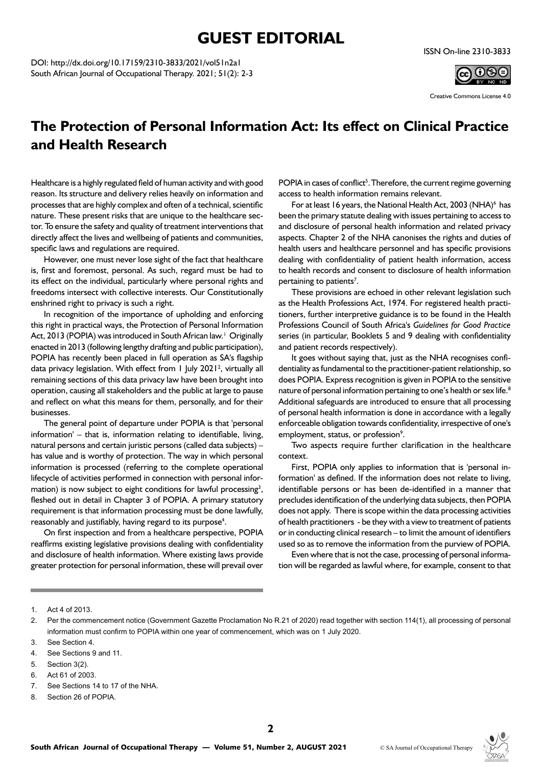# GUEST EDITORIAL

DOI: http://dx.doi.org/10.17159/2310-3833/2021/vol51n2a1
South African Journal of Occupational Therapy. 2021; 51(2): 2-3

ISSN On-line 2310-3833

Creative Commons License 4.0

## The Protection of Personal Information Act: Its effect on Clinical Practice and Health Research

Healthcare is a highly regulated field of human activity and with good reason. Its structure and delivery relies heavily on information and processes that are highly complex and often of a technical, scientific nature. These present risks that are unique to the healthcare sector. To ensure the safety and quality of treatment interventions that directly affect the lives and wellbeing of patients and communities, specific laws and regulations are required.

However, one must never lose sight of the fact that healthcare is, first and foremost, personal. As such, regard must be had to its effect on the individual, particularly where personal rights and freedoms intersect with collective interests. Our Constitutionally enshrined right to privacy is such a right.

In recognition of the importance of upholding and enforcing this right in practical ways, the Protection of Personal Information Act, 2013 (POPIA) was introduced in South African law.[1] Originally enacted in 2013 (following lengthy drafting and public participation), POPIA has recently been placed in full operation as SA's flagship data privacy legislation. With effect from 1 July 2021[2], virtually all remaining sections of this data privacy law have been brought into operation, causing all stakeholders and the public at large to pause and reflect on what this means for them, personally, and for their businesses.

The general point of departure under POPIA is that 'personal information' – that is, information relating to identifiable, living, natural persons and certain juristic persons (called data subjects) – has value and is worthy of protection. The way in which personal information is processed (referring to the complete operational lifecycle of activities performed in connection with personal information) is now subject to eight conditions for lawful processing[3], fleshed out in detail in Chapter 3 of POPIA. A primary statutory requirement is that information processing must be done lawfully, reasonably and justifiably, having regard to its purpose[4].

On first inspection and from a healthcare perspective, POPIA reaffirms existing legislative provisions dealing with confidentiality and disclosure of health information. Where existing laws provide greater protection for personal information, these will prevail over POPIA in cases of conflict[5]. Therefore, the current regime governing access to health information remains relevant.

For at least 16 years, the National Health Act, 2003 (NHA)[6] has been the primary statute dealing with issues pertaining to access to and disclosure of personal health information and related privacy aspects. Chapter 2 of the NHA canonises the rights and duties of health users and healthcare personnel and has specific provisions dealing with confidentiality of patient health information, access to health records and consent to disclosure of health information pertaining to patients[7].

These provisions are echoed in other relevant legislation such as the Health Professions Act, 1974. For registered health practitioners, further interpretive guidance is to be found in the Health Professions Council of South Africa's *Guidelines for Good Practice* series (in particular, Booklets 5 and 9 dealing with confidentiality and patient records respectively).

It goes without saying that, just as the NHA recognises confidentiality as fundamental to the practitioner-patient relationship, so does POPIA. Express recognition is given in POPIA to the sensitive nature of personal information pertaining to one's health or sex life.[8] Additional safeguards are introduced to ensure that all processing of personal health information is done in accordance with a legally enforceable obligation towards confidentiality, irrespective of one's employment, status, or profession[9].

Two aspects require further clarification in the healthcare context.

First, POPIA only applies to information that is 'personal information' as defined. If the information does not relate to living, identifiable persons or has been de-identified in a manner that precludes identification of the underlying data subjects, then POPIA does not apply. There is scope within the data processing activities of health practitioners - be they with a view to treatment of patients or in conducting clinical research – to limit the amount of identifiers used so as to remove the information from the purview of POPIA.

Even where that is not the case, processing of personal information will be regarded as lawful where, for example, consent to that

---

1. Act 4 of 2013.
2. Per the commencement notice (Government Gazette Proclamation No R.21 of 2020) read together with section 114(1), all processing of personal information must confirm to POPIA within one year of commencement, which was on 1 July 2020.
3. See Section 4.
4. See Sections 9 and 11.
5. Section 3(2).
6. Act 61 of 2003.
7. See Sections 14 to 17 of the NHA.
8. Section 26 of POPIA.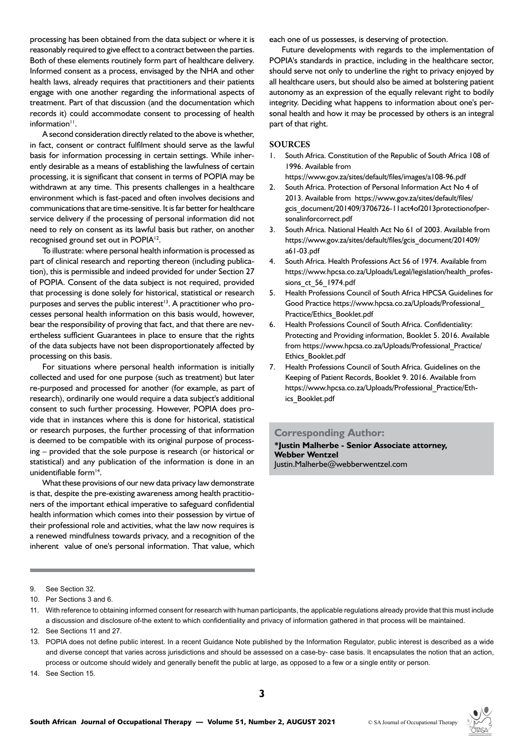processing has been obtained from the data subject or where it is reasonably required to give effect to a contract between the parties. Both of these elements routinely form part of healthcare delivery. Informed consent as a process, envisaged by the NHA and other health laws, already requires that practitioners and their patients engage with one another regarding the informational aspects of treatment. Part of that discussion (and the documentation which records it) could accommodate consent to processing of health information[11].

A second consideration directly related to the above is whether, in fact, consent or contract fulfilment should serve as the lawful basis for information processing in certain settings. While inherently desirable as a means of establishing the lawfulness of certain processing, it is significant that consent in terms of POPIA may be withdrawn at any time. This presents challenges in a healthcare environment which is fast-paced and often involves decisions and communications that are time-sensitive. It is far better for healthcare service delivery if the processing of personal information did not need to rely on consent as its lawful basis but rather, on another recognised ground set out in POPIA[12].

To illustrate: where personal health information is processed as part of clinical research and reporting thereon (including publication), this is permissible and indeed provided for under Section 27 of POPIA. Consent of the data subject is not required, provided that processing is done solely for historical, statistical or research purposes and serves the public interest[13]. A practitioner who processes personal health information on this basis would, however, bear the responsibility of proving that fact, and that there are nevertheless sufficient Guarantees in place to ensure that the rights of the data subjects have not been disproportionately affected by processing on this basis.

For situations where personal health information is initially collected and used for one purpose (such as treatment) but later re-purposed and processed for another (for example, as part of research), ordinarily one would require a data subject's additional consent to such further processing. However, POPIA does provide that in instances where this is done for historical, statistical or research purposes, the further processing of that information is deemed to be compatible with its original purpose of processing – provided that the sole purpose is research (or historical or statistical) and any publication of the information is done in an unidentifiable form[14].

What these provisions of our new data privacy law demonstrate is that, despite the pre-existing awareness among health practitioners of the important ethical imperative to safeguard confidential health information which comes into their possession by virtue of their professional role and activities, what the law now requires is a renewed mindfulness towards privacy, and a recognition of the inherent value of one's personal information. That value, which each one of us possesses, is deserving of protection.

Future developments with regards to the implementation of POPIA's standards in practice, including in the healthcare sector, should serve not only to underline the right to privacy enjoyed by all healthcare users, but should also be aimed at bolstering patient autonomy as an expression of the equally relevant right to bodily integrity. Deciding what happens to information about one's personal health and how it may be processed by others is an integral part of that right.

## SOURCES

1. South Africa. Constitution of the Republic of South Africa 108 of 1996. Available from https://www.gov.za/sites/default/files/images/a108-96.pdf
2. South Africa. Protection of Personal Information Act No 4 of 2013. Available from https://www.gov.za/sites/default/files/gcis_document/201409/3706726-11act4of2013protectionofpersonalinforcorrect.pdf
3. South Africa. National Health Act No 61 of 2003. Available from https://www.gov.za/sites/default/files/gcis_document/201409/a61-03.pdf
4. South Africa. Health Professions Act 56 of 1974. Available from https://www.hpcsa.co.za/Uploads/Legal/legislation/health_professions_ct_56_1974.pdf
5. Health Professions Council of South Africa HPCSA Guidelines for Good Practice https://www.hpcsa.co.za/Uploads/Professional_Practice/Ethics_Booklet.pdf
6. Health Professions Council of South Africa. Confidentiality: Protecting and Providing information, Booklet 5. 2016. Available from https://www.hpcsa.co.za/Uploads/Professional_Practice/Ethics_Booklet.pdf
7. Health Professions Council of South Africa. Guidelines on the Keeping of Patient Records, Booklet 9. 2016. Available from https://www.hpcsa.co.za/Uploads/Professional_Practice/Ethics_Booklet.pdf

**Corresponding Author:**
**\*Justin Malherbe - Senior Associate attorney, Webber Wentzel**
Justin.Malherbe@webberwentzel.com

---

9. See Section 32.
10. Per Sections 3 and 6.
11. With reference to obtaining informed consent for research with human participants, the applicable regulations already provide that this must include a discussion and disclosure of-the extent to which confidentiality and privacy of information gathered in that process will be maintained.
12. See Sections 11 and 27.
13. POPIA does not define public interest. In a recent Guidance Note published by the Information Regulator, public interest is described as a wide and diverse concept that varies across jurisdictions and should be assessed on a case-by- case basis. It encapsulates the notion that an action, process or outcome should widely and generally benefit the public at large, as opposed to a few or a single entity or person.
14. See Section 15.